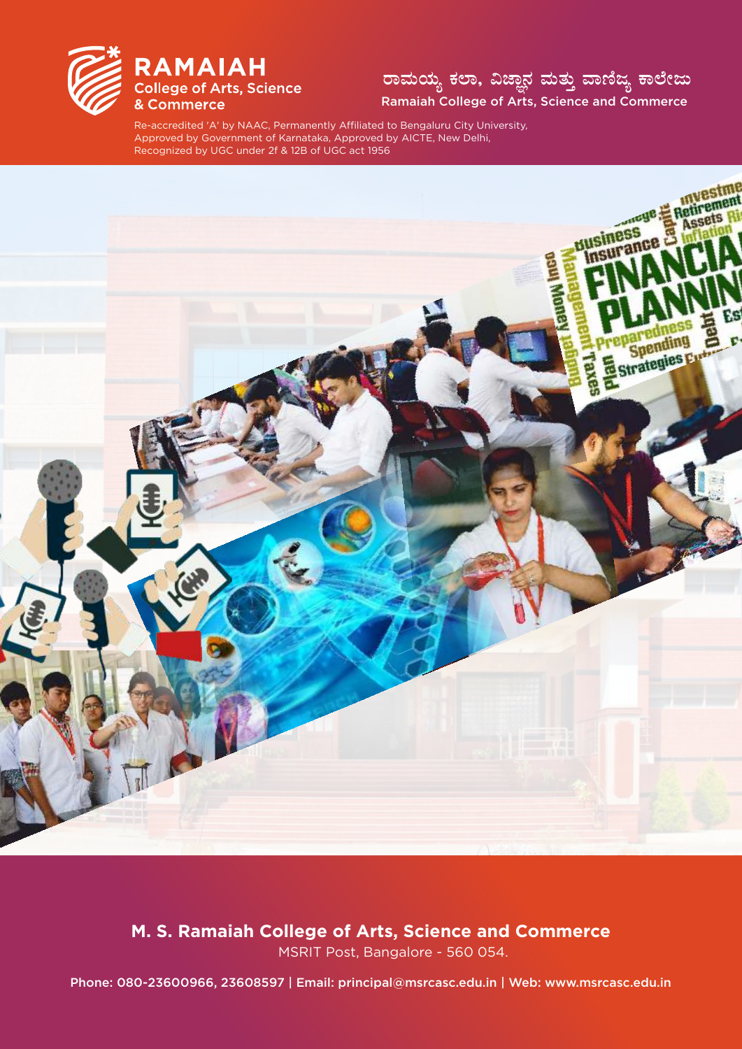# RAMAIAH
College of Arts, Science & Commerce

ರಾಮಯ್ಯ ಕಲಾ, ವಿಜ್ಞಾನ ಮತ್ತು ವಾಣಿಜ್ಯ ಕಾಲೇಜು

Ramaiah College of Arts, Science and Commerce

Re-accredited 'A' by NAAC, Permanently Affiliated to Bengaluru City University,
Approved by Government of Karnataka, Approved by AICTE, New Delhi,
Recognized by UGC under 2f & 12B of UGC act 1956

**M. S. Ramaiah College of Arts, Science and Commerce**

MSRIT Post, Bangalore - 560 054.

Phone: 080-23600966, 23608597 | Email: principal@msrcasc.edu.in | Web: www.msrcasc.edu.in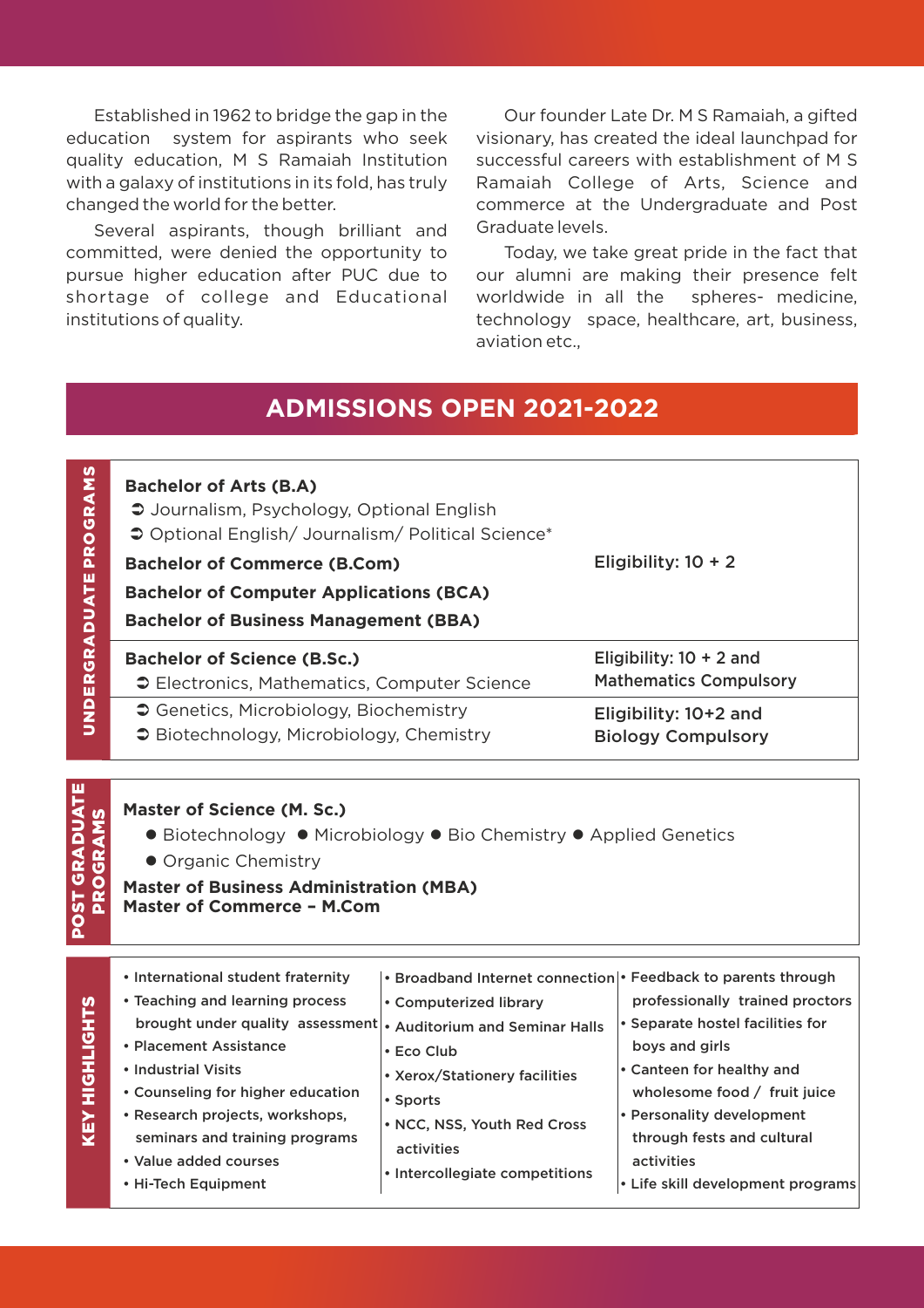Established in 1962 to bridge the gap in the education system for aspirants who seek quality education, M S Ramaiah Institution with a galaxy of institutions in its fold, has truly changed the world for the better.

Several aspirants, though brilliant and committed, were denied the opportunity to pursue higher education after PUC due to shortage of college and Educational institutions of quality.

Our founder Late Dr. M S Ramaiah, a gifted visionary, has created the ideal launchpad for successful careers with establishment of M S Ramaiah College of Arts, Science and commerce at the Undergraduate and Post Graduate levels.

Today, we take great pride in the fact that our alumni are making their presence felt worldwide in all the spheres- medicine, technology space, healthcare, art, business, aviation etc.,

## ADMISSIONS OPEN 2021-2022

### UNDERGRADUATE PROGRAMS

| Program | Eligibility |
| --- | --- |
| **Bachelor of Arts (B.A)**<br>➲ Journalism, Psychology, Optional English<br>➲ Optional English/ Journalism/ Political Science*<br>**Bachelor of Commerce (B.Com)**<br>**Bachelor of Computer Applications (BCA)**<br>**Bachelor of Business Management (BBA)** | Eligibility: 10 + 2 |
| **Bachelor of Science (B.Sc.)**<br>➲ Electronics, Mathematics, Computer Science | Eligibility: 10 + 2 and Mathematics Compulsory |
| ➲ Genetics, Microbiology, Biochemistry<br>➲ Biotechnology, Microbiology, Chemistry | Eligibility: 10+2 and Biology Compulsory |

### POST GRADUATE PROGRAMS

**Master of Science (M. Sc.)**

- Biotechnology
- Microbiology
- Bio Chemistry
- Applied Genetics
- Organic Chemistry

**Master of Business Administration (MBA)**
**Master of Commerce – M.Com**

### KEY HIGHLIGHTS

- International student fraternity
- Teaching and learning process brought under quality assessment
- Placement Assistance
- Industrial Visits
- Counseling for higher education
- Research projects, workshops, seminars and training programs
- Value added courses
- Hi-Tech Equipment
- Broadband Internet connection
- Computerized library
- Auditorium and Seminar Halls
- Eco Club
- Xerox/Stationery facilities
- Sports
- NCC, NSS, Youth Red Cross activities
- Intercollegiate competitions
- Feedback to parents through professionally trained proctors
- Separate hostel facilities for boys and girls
- Canteen for healthy and wholesome food / fruit juice
- Personality development through fests and cultural activities
- Life skill development programs